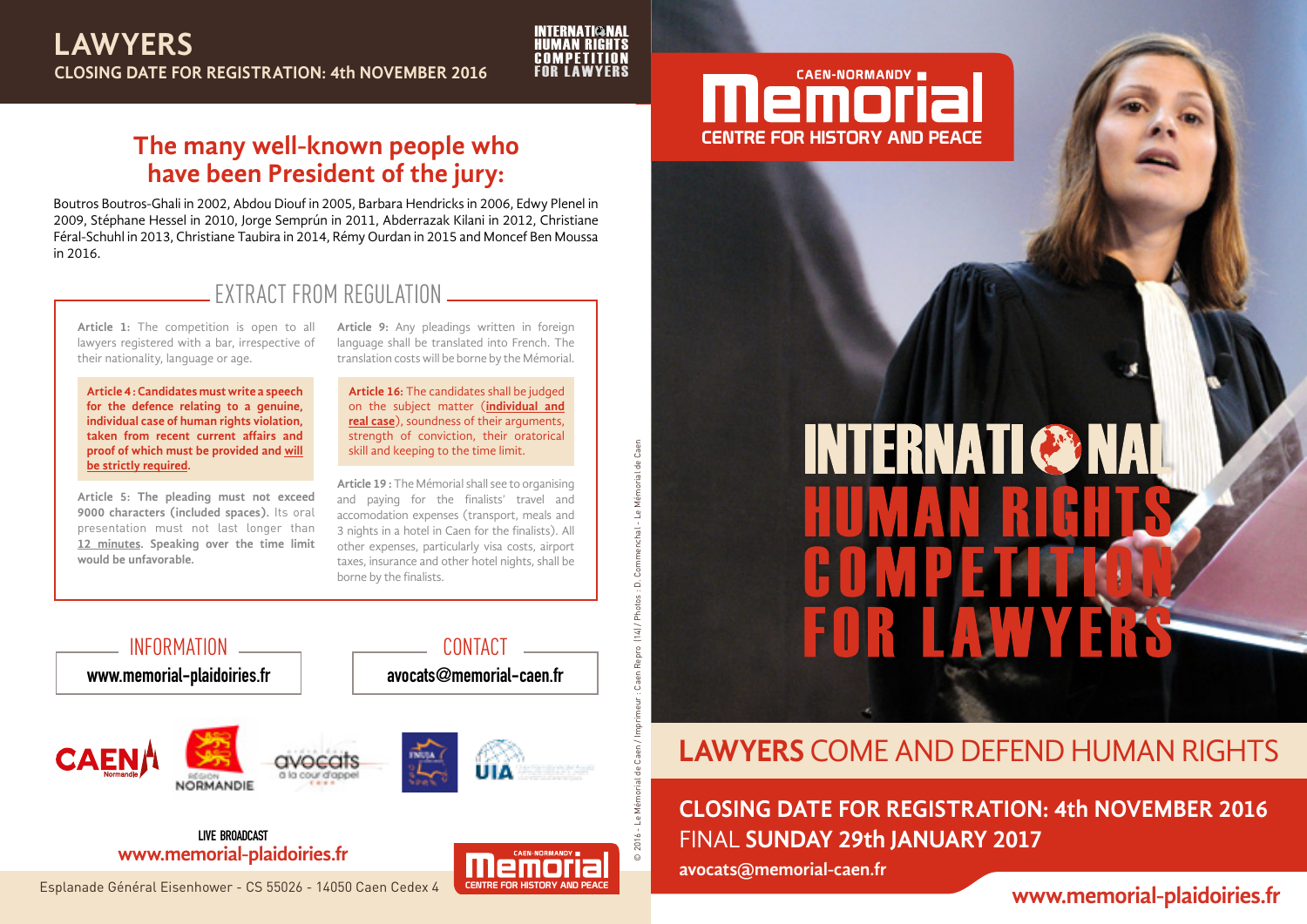# LAWYERS

**CLOSING DATE FOR REGISTRATION: 4th NOVEMBER 2016**

INTERNATIONAL HUMAN RIGHTS COMPETITION FOR LAWYERS

## The many well-known people who have been President of the jury:

Boutros Boutros-Ghali in 2002, Abdou Diouf in 2005, Barbara Hendricks in 2006, Edwy Plenel in 2009, Stéphane Hessel in 2010, Jorge Semprún in 2011, Abderrazak Kilani in 2012, Christiane Féral-Schuhl in 2013, Christiane Taubira in 2014, Rémy Ourdan in 2015 and Moncef Ben Moussa in 2016.

## EXTRACT FROM REGULATION

**Article 1:** The competition is open to all lawyers registered with a bar, irrespective of their nationality, language or age.

**Article 4: Candidates must write a speech for the defence relating to a genuine, individual case of human rights violation, taken from recent current affairs and proof of which must be provided and will be strictly required.**

**Article 5: The pleading must not exceed 9000 characters (included spaces).** Its oral presentation must not last longer than 12 minutes. **Speaking over the time limit would be unfavorable.**

**Article 9:** Any pleadings written in foreign language shall be translated into French. The translation costs will be borne by the Mémorial.

**Article 16:** The candidates shall be judged on the subject matter (**individual and real case**), soundness of their arguments, strength of conviction, their oratorical skill and keeping to the time limit.

**Article 19 :** The Mémorial shall see to organising and paying for the finalists' travel and accomodation expenses (transport, meals and 3 nights in a hotel in Caen for the finalists). All other expenses, particularly visa costs, airport taxes, insurance and other hotel nights, shall be borne by the finalists.

## INFORMATION

www.memorial-plaidoiries.fr

## CONTACT

avocats@memorial-caen.fr

CAEN Normandie · RÉGION NORMANDIE · avocats à la cour d'appel · FNUJA · UIA

LIVE BROADCAST
www.memorial-plaidoiries.fr

Esplanade Général Eisenhower - CS 55026 - 14050 Caen Cedex 4

Memorial CAEN-NORMANDY – CENTRE FOR HISTORY AND PEACE

© 2016 - Le Mémorial de Caen / Imprimeur : Caen Repro (14) / Photos : D. Commenchal - Le Mémorial de Caen

---

CAEN-NORMANDY
# Memorial
CENTRE FOR HISTORY AND PEACE

# INTERNATIONAL HUMAN RIGHTS COMPETITION FOR LAWYERS

## LAWYERS COME AND DEFEND HUMAN RIGHTS

**CLOSING DATE FOR REGISTRATION: 4th NOVEMBER 2016**

FINAL **SUNDAY 29th JANUARY 2017**

avocats@memorial-caen.fr

www.memorial-plaidoiries.fr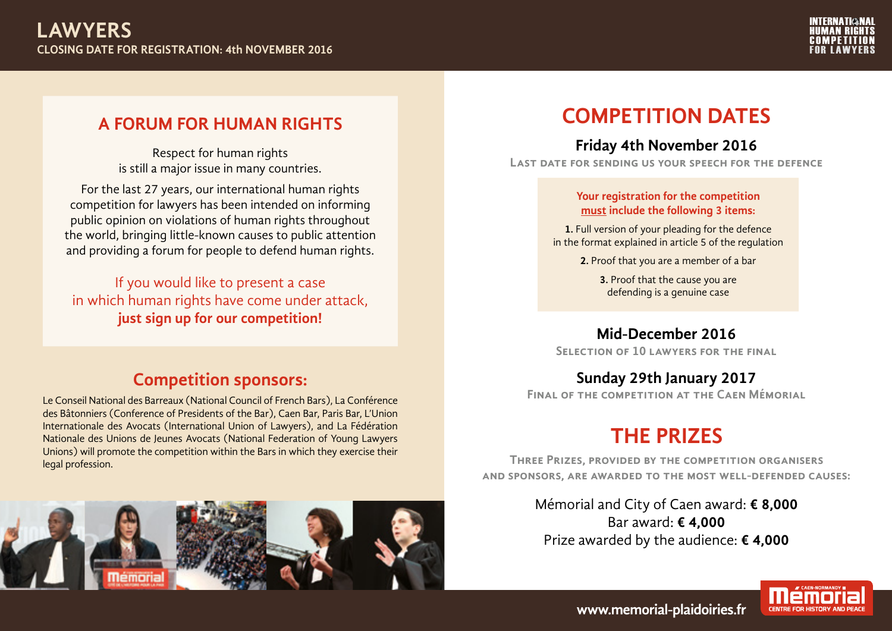# LAWYERS

**CLOSING DATE FOR REGISTRATION: 4th NOVEMBER 2016**

INTERNATIONAL HUMAN RIGHTS COMPETITION FOR LAWYERS

## A FORUM FOR HUMAN RIGHTS

Respect for human rights is still a major issue in many countries.

For the last 27 years, our international human rights competition for lawyers has been intended on informing public opinion on violations of human rights throughout the world, bringing little-known causes to public attention and providing a forum for people to defend human rights.

If you would like to present a case in which human rights have come under attack, **just sign up for our competition!**

## Competition sponsors:

Le Conseil National des Barreaux (National Council of French Bars), La Conférence des Bâtonniers (Conference of Presidents of the Bar), Caen Bar, Paris Bar, L'Union Internationale des Avocats (International Union of Lawyers), and La Fédération Nationale des Unions de Jeunes Avocats (National Federation of Young Lawyers Unions) will promote the competition within the Bars in which they exercise their legal profession.

## COMPETITION DATES

### Friday 4th November 2016

Last date for sending us your speech for the defence

**Your registration for the competition must include the following 3 items:**

**1.** Full version of your pleading for the defence in the format explained in article 5 of the regulation

**2.** Proof that you are a member of a bar

**3.** Proof that the cause you are defending is a genuine case

### Mid-December 2016

Selection of 10 lawyers for the final

### Sunday 29th January 2017

Final of the competition at the Caen Mémorial

## THE PRIZES

Three prizes, provided by the competition organisers and sponsors, are awarded to the most well-defended causes:

Mémorial and City of Caen award: **€ 8,000**
Bar award: **€ 4,000**
Prize awarded by the audience: **€ 4,000**

www.memorial-plaidoiries.fr

Caen-Normandy Mémorial – Centre for History and Peace